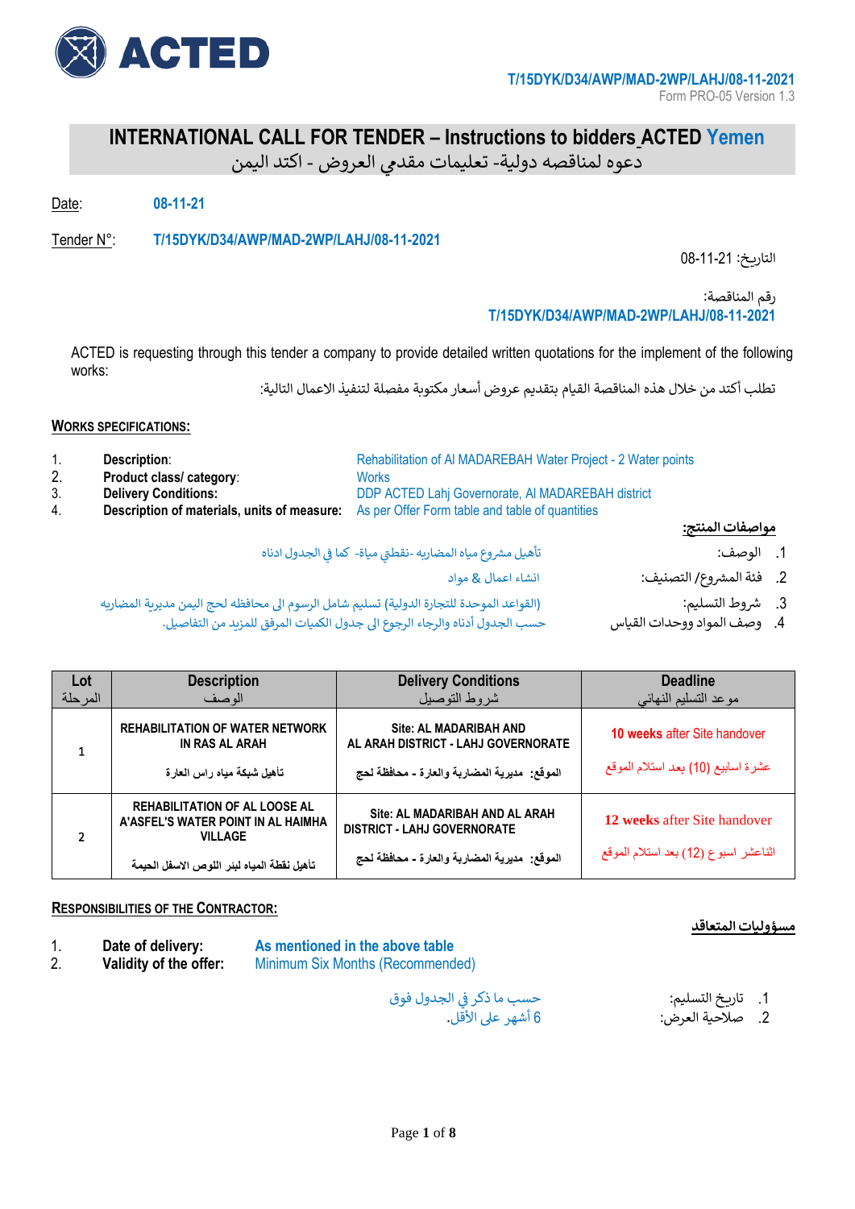ACTED

T/15DYK/D34/AWP/MAD-2WP/LAHJ/08-11-2021

Form PRO-05 Version 1.3

# INTERNATIONAL CALL FOR TENDER – Instructions to bidders ACTED Yemen
# دعوه لمناقصه دولية- تعليمات مقدمي العروض - اكتد اليمن

Date: 08-11-21

Tender N°: T/15DYK/D34/AWP/MAD-2WP/LAHJ/08-11-2021

التاريخ: 21-11-08

رقم المناقصة:
T/15DYK/D34/AWP/MAD-2WP/LAHJ/08-11-2021

ACTED is requesting through this tender a company to provide detailed written quotations for the implement of the following works:

تطلب أكتد من خلال هذه المناقصة القيام بتقديم عروض أسعار مكتوبة مفصلة لتنفيذ الاعمال التالية:

## WORKS SPECIFICATIONS:

1. **Description**: Rehabilitation of Al MADAREBAH Water Project - 2 Water points
2. **Product class/ category**: Works
3. **Delivery Conditions:** DDP ACTED Lahj Governorate, Al MADAREBAH district
4. **Description of materials, units of measure:** As per Offer Form table and table of quantities

## مواصفات المنتج:

1. الوصف: تأهيل مشروع مياه المضاربه -نقطتي مياة- كما في الجدول ادناه
2. فئة المشروع/ التصنيف: انشاء اعمال & مواد
3. شروط التسليم: (القواعد الموحدة للتجارة الدولية) تسليم شامل الرسوم الى محافظه لحج اليمن مديرية المضاربه
4. وصف المواد ووحدات القياس: حسب الجدول أدناه والرجاء الرجوع الى جدول الكميات المرفق للمزيد من التفاصيل.

| Lot المرحلة | Description الوصف | Delivery Conditions شروط التوصيل | Deadline موعد التسليم النهائي |
|---|---|---|---|
| 1 | REHABILITATION OF WATER NETWORK IN RAS AL ARAH<br>تأهيل شبكة مياه راس العارة | Site: AL MADARIBAH AND AL ARAH DISTRICT - LAHJ GOVERNORATE<br>الموقع: مديرية المضاربة والعارة - محافظة لحج | 10 weeks after Site handover<br>عشرة اسابيع (10) بعد استلام الموقع |
| 2 | REHABILITATION OF AL LOOSE AL A'ASFEL'S WATER POINT IN AL HAIMHA VILLAGE<br>تأهيل نقطة المياه لبئر اللوص الاسفل الحيمة | Site: AL MADARIBAH AND AL ARAH DISTRICT - LAHJ GOVERNORATE<br>الموقع: مديرية المضاربة والعارة - محافظة لحج | 12 weeks after Site handover<br>اثناعشر اسبوع (12) بعد استلام الموقع |

## RESPONSIBILITIES OF THE CONTRACTOR:

1. **Date of delivery:** As mentioned in the above table
2. **Validity of the offer:** Minimum Six Months (Recommended)

## مسؤوليات المتعاقد

1. تاريخ التسليم: حسب ما ذكر في الجدول فوق
2. صلاحية العرض: 6 أشهر على الأقل.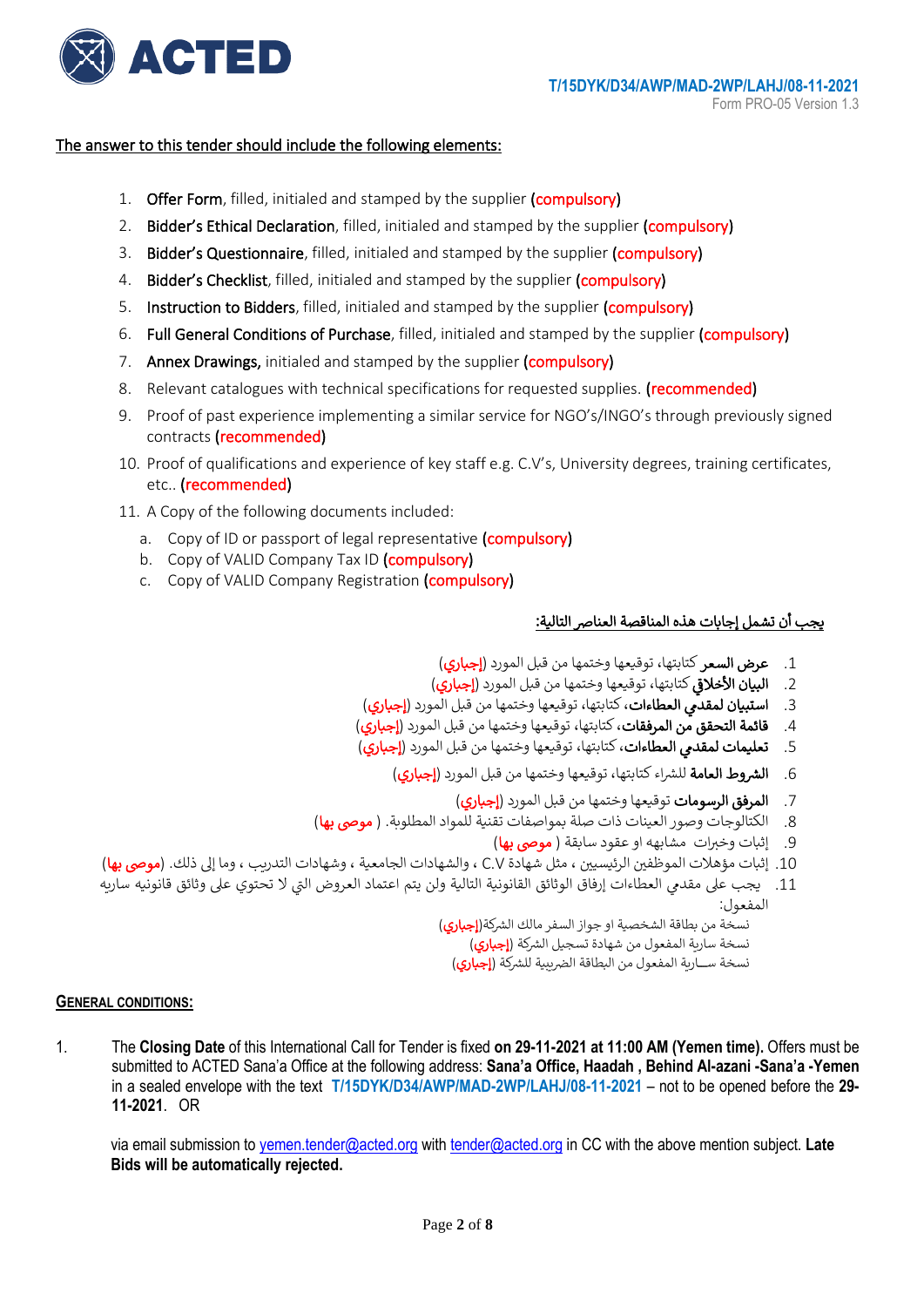The answer to this tender should include the following elements:

1. **Offer Form**, filled, initialed and stamped by the supplier (**compulsory**)
2. **Bidder's Ethical Declaration**, filled, initialed and stamped by the supplier (**compulsory**)
3. **Bidder's Questionnaire**, filled, initialed and stamped by the supplier (**compulsory**)
4. **Bidder's Checklist**, filled, initialed and stamped by the supplier (**compulsory**)
5. **Instruction to Bidders**, filled, initialed and stamped by the supplier (**compulsory**)
6. **Full General Conditions of Purchase**, filled, initialed and stamped by the supplier (**compulsory**)
7. **Annex Drawings,** initialed and stamped by the supplier (**compulsory**)
8. Relevant catalogues with technical specifications for requested supplies. (**recommended**)
9. Proof of past experience implementing a similar service for NGO's/INGO's through previously signed contracts (**recommended**)
10. Proof of qualifications and experience of key staff e.g. C.V's, University degrees, training certificates, etc.. (**recommended**)
11. A Copy of the following documents included:
    a. Copy of ID or passport of legal representative (**compulsory**)
    b. Copy of VALID Company Tax ID (**compulsory**)
    c. Copy of VALID Company Registration (**compulsory**)

يجب أن تشمل إجابات هذه المناقصة العناصر التالية:

1. **عرض السعر** كتابتها، توقيعها وختمها من قبل المورد (**إجباري**)
2. **البيان الأخلاقي** كتابتها، توقيعها وختمها من قبل المورد (**إجباري**)
3. **استبيان لمقدمي العطاءات**، كتابتها، توقيعها وختمها من قبل المورد (**إجباري**)
4. **قائمة التحقق من المرفقات**، كتابتها، توقيعها وختمها من قبل المورد (**إجباري**)
5. **تعليمات لمقدمي العطاءات**، كتابتها، توقيعها وختمها من قبل المورد (**إجباري**)
6. **الشروط العامة** للشراء كتابتها، توقيعها وختمها من قبل المورد (**إجباري**)
7. **المرفق الرسومات** توقيعها وختمها من قبل المورد (**إجباري**)
8. الكتالوجات وصور العينات ذات صلة بمواصفات تقنية للمواد المطلوبة. ( **موصى بها**)
9. إثبات وخبرات مشابهه او عقود سابقة ( **موصى بها**)
10. إثبات مؤهلات الموظفين الرئيسيين ، مثل شهادة C.V ، والشهادات الجامعية ، وشهادات التدريب ، وما إلى ذلك. (**موصى بها**)
11. يجب على مقدمي العطاءات إرفاق الوثائق القانونية التالية ولن يتم اعتماد العروض التي لا تحتوي على وثائق قانونيه ساريه المفعول:
    - نسخة من بطاقة الشخصية او جواز السفر مالك الشركة(**إجباري**)
    - نسخة سارية المفعول من شهادة تسجيل الشركة (**إجباري**)
    - نسخة ســارية المفعول من البطاقة الضريبية للشركة (**إجباري**)

## GENERAL CONDITIONS:

1. The **Closing Date** of this International Call for Tender is fixed **on 29-11-2021 at 11:00 AM (Yemen time).** Offers must be submitted to ACTED Sana'a Office at the following address: **Sana'a Office, Haadah , Behind Al-azani -Sana'a -Yemen** in a sealed envelope with the text **T/15DYK/D34/AWP/MAD-2WP/LAHJ/08-11-2021** – not to be opened before the **29-11-2021**. OR

   via email submission to yemen.tender@acted.org with tender@acted.org in CC with the above mention subject. **Late Bids will be automatically rejected.**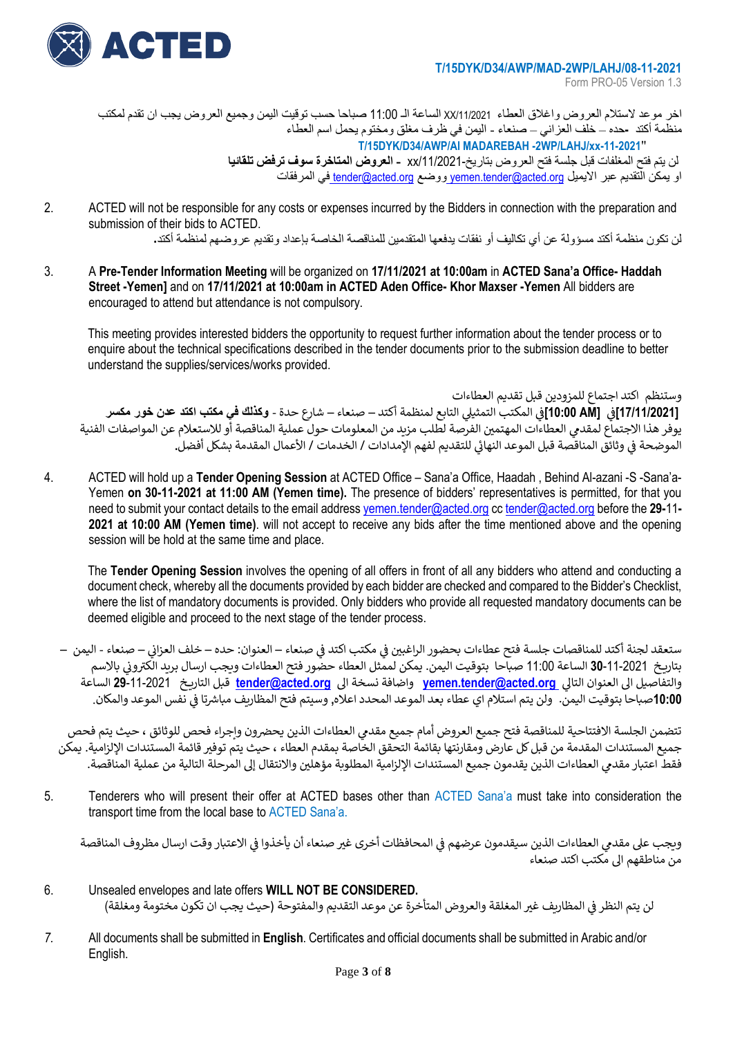T/15DYK/D34/AWP/MAD-2WP/LAHJ/08-11-2021
Form PRO-05 Version 1.3

اخر موعد لاستلام العروض واغلاق العطاء XX/11/2021 الساعة الـ 11:00 صباحا حسب توقيت اليمن وجميع العروض يجب ان تقدم لمكتب منظمة أكتد حده – خلف العزاني – صنعاء - اليمن في ظرف مغلق ومختوم يحمل اسم العطاء
**"T/15DYK/D34/AWP/Al MADAREBAH -2WP/LAHJ/xx-11-2021**
لن يتم فتح المغلفات قبل جلسة فتح العروض بتاريخ-xx/11/2021 - **العروض المتاخرة سوف ترفض تلقائيا**
او يمكن التقديم عبر الايميل yemen.tender@acted.org ووضع tender@acted.org في المرفقات

2. ACTED will not be responsible for any costs or expenses incurred by the Bidders in connection with the preparation and submission of their bids to ACTED.
لن تكون منظمة أكتد مسؤولة عن أي تكاليف أو نفقات يدفعها المتقدمين للمناقصة الخاصة بإعداد وتقديم عروضهم لمنظمة أكتد.

3. A **Pre-Tender Information Meeting** will be organized on **17/11/2021 at 10:00am** in **ACTED Sana'a Office- Haddah Street -Yemen]** and on **17/11/2021 at 10:00am in ACTED Aden Office- Khor Maxser -Yemen** All bidders are encouraged to attend but attendance is not compulsory.

   This meeting provides interested bidders the opportunity to request further information about the tender process or to enquire about the technical specifications described in the tender documents prior to the submission deadline to better understand the supplies/services/works provided.

   وستنظم اكتد اجتماع للمزودين قبل تقديم العطاءات
   **[17/11/2021]**في **[10:00 AM]**في المكتب التمثيلي التابع لمنظمة أكتد – صنعاء – شارع حدة - **وكذلك في مكتب اكتد عدن خور مكسر**
   يوفر هذا الاجتماع لمقدمي العطاءات المهتمين الفرصة لطلب مزيد من المعلومات حول عملية المناقصة أو للاستعلام عن المواصفات الفنية الموضحة في وثائق المناقصة قبل الموعد النهائي للتقديم لفهم الإمدادات / الخدمات / الأعمال المقدمة بشكل أفضل.

4. ACTED will hold up a **Tender Opening Session** at ACTED Office – Sana'a Office, Haadah , Behind Al-azani -S -Sana'a-Yemen **on 30-11-2021 at 11:00 AM (Yemen time).** The presence of bidders' representatives is permitted, for that you need to submit your contact details to the email address yemen.tender@acted.org cc tender@acted.org before the **29-11-2021 at 10:00 AM (Yemen time)**. will not accept to receive any bids after the time mentioned above and the opening session will be hold at the same time and place.

   The **Tender Opening Session** involves the opening of all offers in front of all any bidders who attend and conducting a document check, whereby all the documents provided by each bidder are checked and compared to the Bidder's Checklist, where the list of mandatory documents is provided. Only bidders who provide all requested mandatory documents can be deemed eligible and proceed to the next stage of the tender process.

   ستعقد لجنة أكتد للمناقصات جلسة فتح عطاءات بحضور الراغبين في مكتب اكتد في صنعاء – العنوان: حده – خلف العزاني – صنعاء - اليمن – بتاريخ **30**-11-2021 الساعة 11:00 صباحا بتوقيت اليمن. يمكن لممثل العطاء حضور فتح العطاءات ويجب ارسال بريد الكتروني بالاسم والتفاصيل الى العنوان التالي **yemen.tender@acted.org** واضافة نسخة الى **tender@acted.org** قبل التاريخ **29**-11-2021 الساعة **10:00**صباحا بتوقيت اليمن. ولن يتم استلام اي عطاء بعد الموعد المحدد اعلاه, وسيتم فتح المظاريف مباشرتا في نفس الموعد والمكان.

   تتضمن الجلسة الافتتاحية للمناقصة فتح جميع العروض أمام جميع مقدمي العطاءات الذين يحضرون وإجراء فحص للوثائق ، حيث يتم فحص جميع المستندات المقدمة من قبل كل عارض ومقارنتها بقائمة التحقق الخاصة بمقدم العطاء ، حيث يتم توفير قائمة المستندات الإلزامية. يمكن فقط اعتبار مقدمي العطاءات الذين يقدمون جميع المستندات الإلزامية المطلوبة مؤهلين والانتقال إلى المرحلة التالية من عملية المناقصة.

5. Tenderers who will present their offer at ACTED bases other than ACTED Sana'a must take into consideration the transport time from the local base to ACTED Sana'a.

   ويجب على مقدمي العطاءات الذين سيقدمون عرضهم في المحافظات أخرى غير صنعاء أن يأخذوا في الاعتبار وقت ارسال مظروف المناقصة من مناطقهم الى مكتب اكتد صنعاء

6. Unsealed envelopes and late offers **WILL NOT BE CONSIDERED.**
   لن يتم النظر في المظاريف غير المغلقة والعروض المتأخرة عن موعد التقديم والمفتوحة (حيث يجب ان تكون مختومة ومغلقة)

7. All documents shall be submitted in **English**. Certificates and official documents shall be submitted in Arabic and/or English.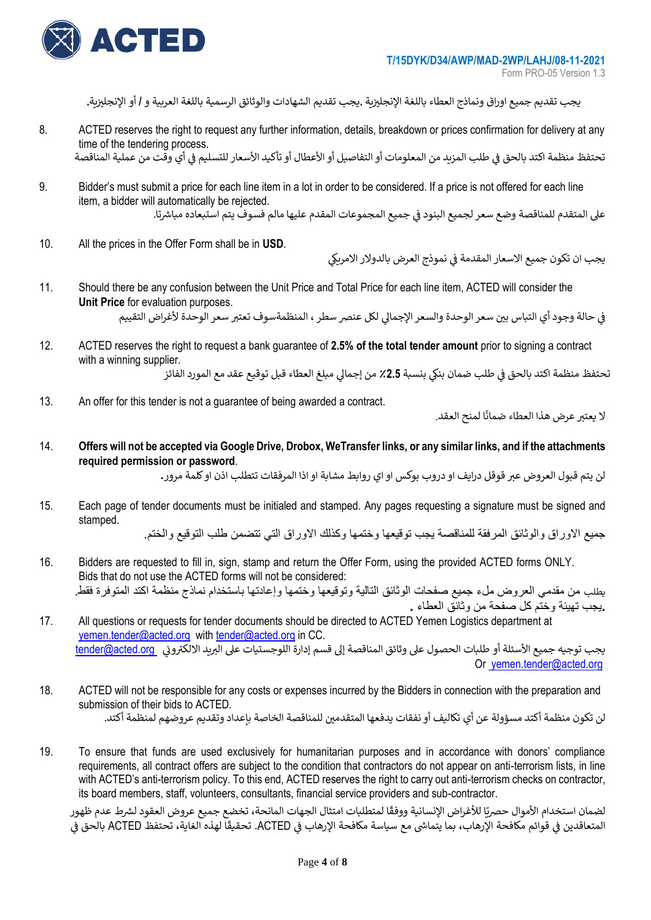يجب تقديم جميع اوراق ونماذج العطاء باللغة الإنجليزية .يجب تقديم الشهادات والوثائق الرسمية باللغة العربية و / أو الإنجليزية.

8. ACTED reserves the right to request any further information, details, breakdown or prices confirmation for delivery at any time of the tendering process.

   تحتفظ منظمة اكتد بالحق في طلب المزيد من المعلومات أو التفاصيل أو الأعطال أو تأكيد الأسعار للتسليم في أي وقت من عملية المناقصة

9. Bidder's must submit a price for each line item in a lot in order to be considered. If a price is not offered for each line item, a bidder will automatically be rejected.

   على المتقدم للمناقصة وضع سعر لجميع البنود في جميع المجموعات المقدم عليها مالم فسوف يتم استبعاده مباشرتا.

10. All the prices in the Offer Form shall be in **USD**.

    يجب ان تكون جميع الاسعار المقدمة في نموذج العرض بالدولار الامريكي

11. Should there be any confusion between the Unit Price and Total Price for each line item, ACTED will consider the **Unit Price** for evaluation purposes.

    في حالة وجود أي التباس بين سعر الوحدة والسعر الإجمالي لكل عنصر سطر ، المنظمةسوف تعتبر سعر الوحدة لأغراض التقييم

12. ACTED reserves the right to request a bank guarantee of **2.5% of the total tender amount** prior to signing a contract with a winning supplier.

    تحتفظ منظمة اكتد بالحق في طلب ضمان بنكي بنسبة **2.5٪** من إجمالي مبلغ العطاء قبل توقيع عقد مع المورد الفائز

13. An offer for this tender is not a guarantee of being awarded a contract.

    لا يعتبر عرض هذا العطاء ضمانًا لمنح العقد.

14. **Offers will not be accepted via Google Drive, Drobox, WeTransfer links, or any similar links, and if the attachments required permission or password**.

    لن يتم قبول العروض عبر قوقل درايف او دروب بوكس او اي روابط مشابة او اذا المرفقات تتطلب اذن اوكلمة مرور.

15. Each page of tender documents must be initialed and stamped. Any pages requesting a signature must be signed and stamped.

    جميع الاوراق والوثائق المرفقة للمناقصة يجب توقيعها وختمها وكذلك الاوراق التي تتضمن طلب التوقيع والختم.

16. Bidders are requested to fill in, sign, stamp and return the Offer Form, using the provided ACTED forms ONLY. Bids that do not use the ACTED forms will not be considered:

    يطلب من مقدمي العروض ملء جميع صفحات الوثائق التالية وتوقيعها وختمها وإعادتها باستخدام نماذج منظمة اكتد المتوفرة فقط.
    .يجب تهيئة وختم كل صفحة من وثائق العطاء .

17. All questions or requests for tender documents should be directed to ACTED Yemen Logistics department at yemen.tender@acted.org with tender@acted.org in CC.

    يجب توجيه جميع الأسئلة أو طلبات الحصول على وثائق المناقصة إلى قسم إدارة اللوجستيات على البريد الالكتروني tender@acted.org
    Or yemen.tender@acted.org

18. ACTED will not be responsible for any costs or expenses incurred by the Bidders in connection with the preparation and submission of their bids to ACTED.

    لن تكون منظمة أكتد مسؤولة عن أي تكاليف أو نفقات يدفعها المتقدمين للمناقصة الخاصة بإعداد وتقديم عروضهم لمنظمة أكتد.

19. To ensure that funds are used exclusively for humanitarian purposes and in accordance with donors' compliance requirements, all contract offers are subject to the condition that contractors do not appear on anti-terrorism lists, in line with ACTED's anti-terrorism policy. To this end, ACTED reserves the right to carry out anti-terrorism checks on contractor, its board members, staff, volunteers, consultants, financial service providers and sub-contractor.

    لضمان استخدام الأموال حصريًا للأغراض الإنسانية ووفقًا لمتطلبات امتثال الجهات المانحة، تخضع جميع عروض العقود لشرط عدم ظهور المتعاقدين في قوائم مكافحة الإرهاب، بما يتماشى مع سياسة مكافحة الإرهاب في ACTED. تحقيقًا لهذه الغاية، تحتفظ ACTED بالحق في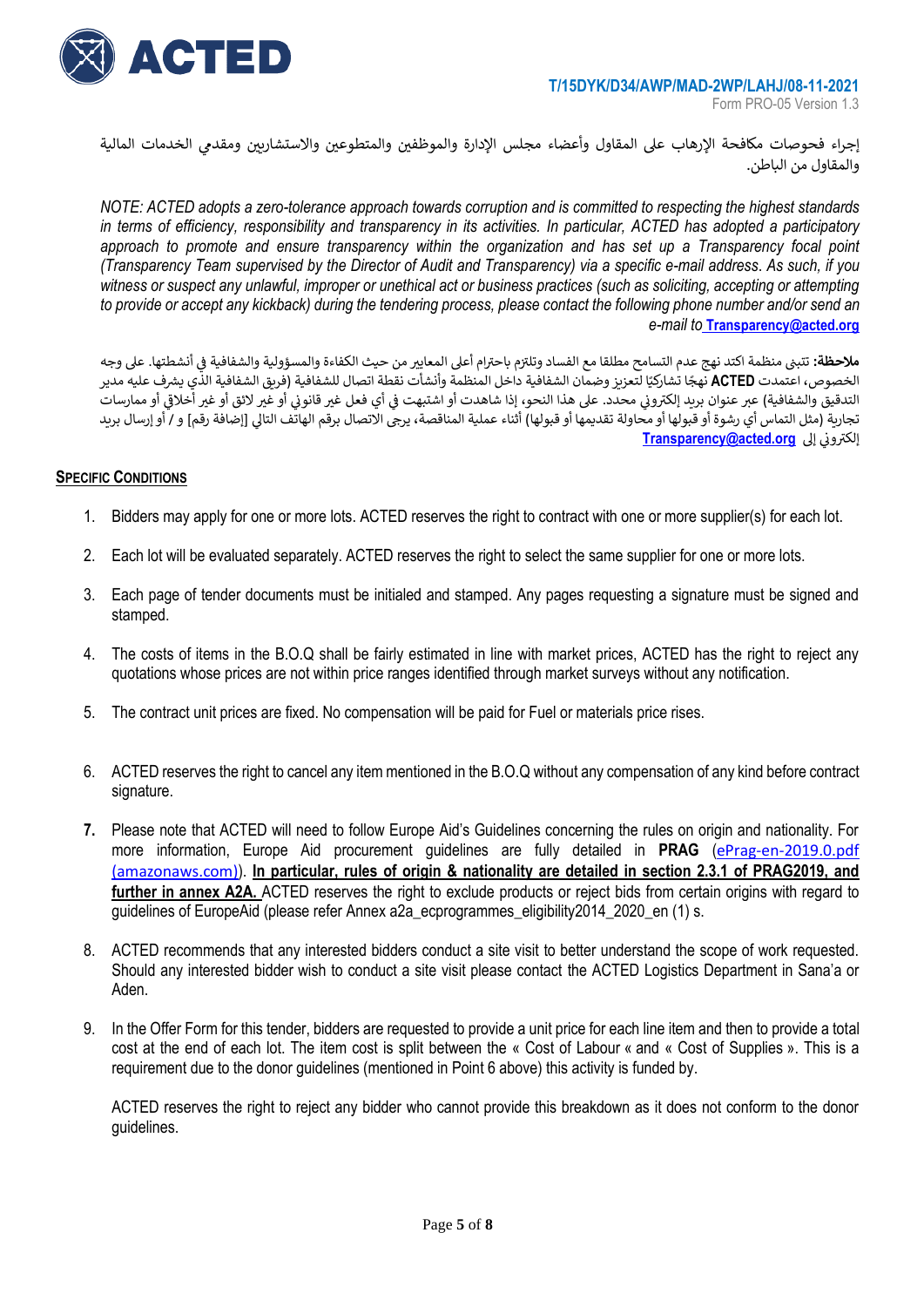إجراء فحوصات مكافحة الإرهاب على المقاول وأعضاء مجلس الإدارة والموظفين والمتطوعين والاستشاريين ومقدمي الخدمات المالية والمقاول من الباطن.

*NOTE: ACTED adopts a zero-tolerance approach towards corruption and is committed to respecting the highest standards in terms of efficiency, responsibility and transparency in its activities. In particular, ACTED has adopted a participatory approach to promote and ensure transparency within the organization and has set up a Transparency focal point (Transparency Team supervised by the Director of Audit and Transparency) via a specific e-mail address. As such, if you witness or suspect any unlawful, improper or unethical act or business practices (such as soliciting, accepting or attempting to provide or accept any kickback) during the tendering process, please contact the following phone number and/or send an e-mail to* **Transparency@acted.org**

**ملاحظة:** تتبنى منظمة اكتد نهج عدم التسامح مطلقا مع الفساد وتلتزم باحترام أعلى المعايير من حيث الكفاءة والمسؤولية والشفافية في أنشطتها. على وجه الخصوص، اعتمدت **ACTED** نهجًا تشاركيًا لتعزيز وضمان الشفافية داخل المنظمة وأنشأت نقطة اتصال للشفافية (فريق الشفافية الذي يشرف عليه مدير التدقيق والشفافية) عبر عنوان بريد إلكتروني محدد. على هذا النحو، إذا شاهدت أو اشتبهت في أي فعل غير قانوني أو غير لائق أو غير أخلاقي أو ممارسات تجارية (مثل التماس أي رشوة أو قبولها أو محاولة تقديمها أو قبولها) أثناء عملية المناقصة، يرجى الاتصال برقم الهاتف التالي [إضافة رقم] و / أو إرسال بريد إلكتروني إلى **Transparency@acted.org**

## Specific Conditions

1. Bidders may apply for one or more lots. ACTED reserves the right to contract with one or more supplier(s) for each lot.

2. Each lot will be evaluated separately. ACTED reserves the right to select the same supplier for one or more lots.

3. Each page of tender documents must be initialed and stamped. Any pages requesting a signature must be signed and stamped.

4. The costs of items in the B.O.Q shall be fairly estimated in line with market prices, ACTED has the right to reject any quotations whose prices are not within price ranges identified through market surveys without any notification.

5. The contract unit prices are fixed. No compensation will be paid for Fuel or materials price rises.

6. ACTED reserves the right to cancel any item mentioned in the B.O.Q without any compensation of any kind before contract signature.

7. Please note that ACTED will need to follow Europe Aid's Guidelines concerning the rules on origin and nationality. For more information, Europe Aid procurement guidelines are fully detailed in **PRAG** (ePrag-en-2019.0.pdf (amazonaws.com)). **In particular, rules of origin & nationality are detailed in section 2.3.1 of PRAG2019, and further in annex A2A.** ACTED reserves the right to exclude products or reject bids from certain origins with regard to guidelines of EuropeAid (please refer Annex a2a_ecprogrammes_eligibility2014_2020_en (1) s.

8. ACTED recommends that any interested bidders conduct a site visit to better understand the scope of work requested. Should any interested bidder wish to conduct a site visit please contact the ACTED Logistics Department in Sana'a or Aden.

9. In the Offer Form for this tender, bidders are requested to provide a unit price for each line item and then to provide a total cost at the end of each lot. The item cost is split between the « Cost of Labour « and « Cost of Supplies ». This is a requirement due to the donor guidelines (mentioned in Point 6 above) this activity is funded by.

   ACTED reserves the right to reject any bidder who cannot provide this breakdown as it does not conform to the donor guidelines.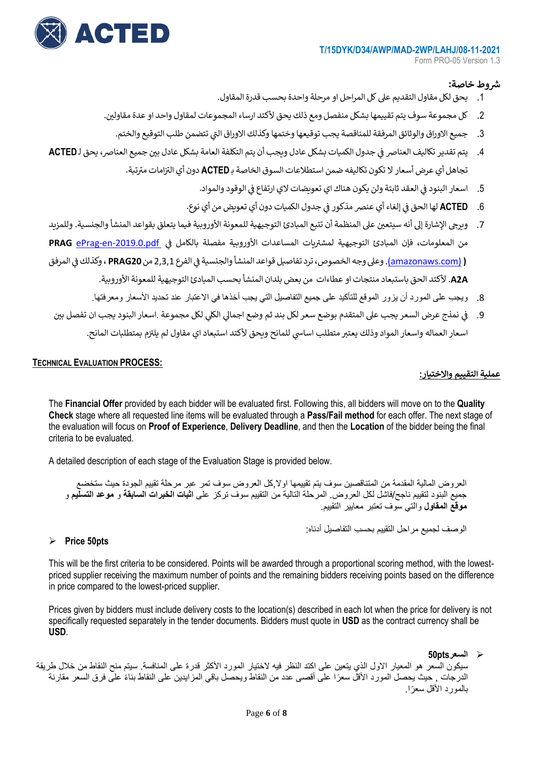T/15DYK/D34/AWP/MAD-2WP/LAHJ/08-11-2021
Form PRO-05 Version 1.3

**شروط خاصة:**

1. يحق لكل مقاول التقديم على كل المراحل او مرحلة واحدة بحسب قدرة المقاول.
2. كل مجموعة سوف يتم تقييمها بشكل منفصل ومع ذلك يحق لأكتد ارساء المجموعات لمقاول واحد او عدة مقاولين.
3. جميع الاوراق والوثائق المرفقة للمناقصة يجب توقيعها وختمها وكذلك الاوراق التي تتضمن طلب التوقيع والختم.
4. يتم تقدير تكاليف العناصر في جدول الكميات بشكل عادل ويجب أن يتم التكلفة العامة بشكل عادل بين جميع العناصر، يحق لـ**ACTED** تجاهل أي عرض أسعار لا تكون تكاليفه ضمن استطلاعات السوق الخاصة بـ**ACTED** دون أي التزامات مترتبة.
5. اسعار البنود في العقد ثابتة ولن يكون هناك اي تعويضات لاي ارتفاع في الوقود والمواد.
6. **ACTED** لها الحق في إلغاء أي عنصر مذكور في جدول الكميات دون أي تعويض من أي نوع.
7. ويرجى الإشارة إلى أنه سيتعين على المنظمة أن تتبع المبادئ التوجيهية للمعونة الأوروبية فيما يتعلق بقواعد المنشأ والجنسية. وللمزيد من المعلومات، فإن المبادئ التوجيهية لمشتريات المساعدات الأوروبية مفصلة بالكامل في **PRAG** ePrag-en-2019.0.pdf **(** (amazonaws.com). وعلى وجه الخصوص، ترد تفاصيل قواعد المنشأ والجنسية في الفرع 2,3,1 من **PRAG20** ، وكذلك في المرفق **A2A**. لأكتد الحق باستبعاد منتجات او عطاءات من بعض بلدان المنشأ بحسب المبادئ التوجيهية للمعونة الأوروبية.
8. ويجب على المورد أن يزور الموقع للتأكيد على جميع التفاصيل التي يجب أخذها في الاعتبار عند تحديد الأسعار ومعرفتها.
9. في نمذج عرض السعر يجب على المتقدم بوضع سعر لكل بند ثم وضع اجمالي الكلي لكل مجموعة .اسعار البنود يجب ان تفصل بين اسعار العماله واسعار المواد وذلك يعتبر متطلب اساسي للمانح ويحق لأكتد استبعاد اي مقاول لم يلتزم بمتطلبات المانح.

**TECHNICAL EVALUATION PROCESS:**

**عملية التقييم والاختيار:**

The **Financial Offer** provided by each bidder will be evaluated first. Following this, all bidders will move on to the **Quality Check** stage where all requested line items will be evaluated through a **Pass/Fail method** for each offer. The next stage of the evaluation will focus on **Proof of Experience**, **Delivery Deadline**, and then the **Location** of the bidder being the final criteria to be evaluated.

A detailed description of each stage of the Evaluation Stage is provided below.

العروض المالية المقدمة من المتناقصين سوف يتم تقييمها اولا,كل العروض سوف تمر عبر مرحلة تقييم الجودة حيث ستخضع جميع البنود لتقييم ناجح/فاشل لكل العروض. المرحلة التالية من التقييم سوف تركز على **اثبات الخبرات السابقة** و **موعد التسليم** و **موقع المقاول** والتي سوف تعتبر معايير التقييم.

الوصف لجميع مراحل التقييم بحسب التفاصيل أدناه:

- **Price 50pts**

This will be the first criteria to be considered. Points will be awarded through a proportional scoring method, with the lowest-priced supplier receiving the maximum number of points and the remaining bidders receiving points based on the difference in price compared to the lowest-priced supplier.

Prices given by bidders must include delivery costs to the location(s) described in each lot when the price for delivery is not specifically requested separately in the tender documents. Bidders must quote in **USD** as the contract currency shall be **USD**.

- **السعر 50pts**

سيكون السعر هو المعيار الاول الذي يتعين على اكتد النظر فيه لاختيار المورد الأكثر قدرة على المنافسة. سيتم منح النقاط من خلال طريقة الدرجات , حيث يحصل المورد الأقل سعرًا على أقصى عدد من النقاط ويحصل باقي المزايدين على النقاط بناءً على فرق السعر مقارنة بالمورد الأقل سعرًا.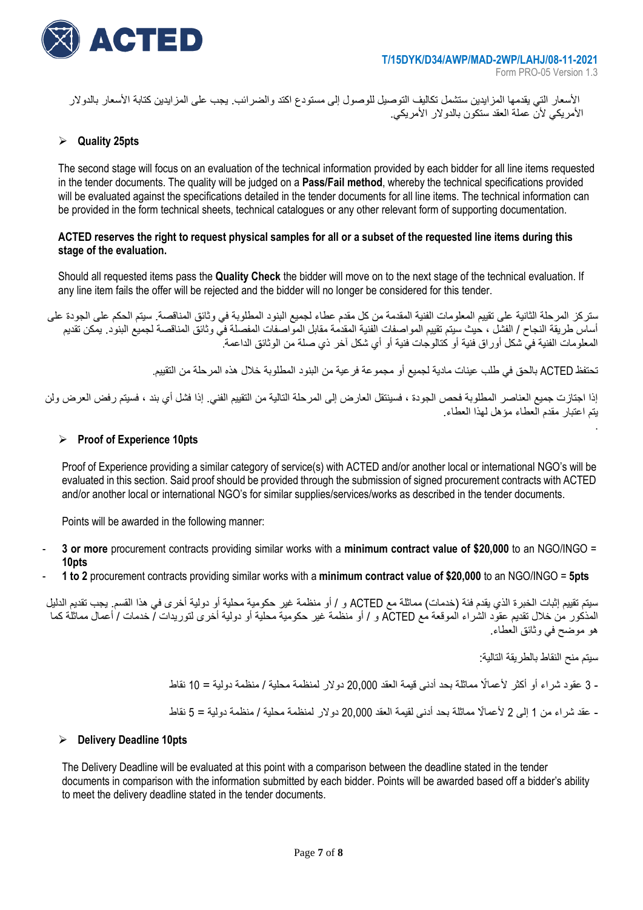الأسعار التي يقدمها المزايدين ستشمل تكاليف التوصيل للوصول إلى مستودع اكتد والضرائب. يجب على المزايدين كتابة الأسعار بالدولار الأمريكي لأن عملة العقد ستكون بالدولار الأمريكي.

- **Quality 25pts**

The second stage will focus on an evaluation of the technical information provided by each bidder for all line items requested in the tender documents. The quality will be judged on a **Pass/Fail method**, whereby the technical specifications provided will be evaluated against the specifications detailed in the tender documents for all line items. The technical information can be provided in the form technical sheets, technical catalogues or any other relevant form of supporting documentation.

**ACTED reserves the right to request physical samples for all or a subset of the requested line items during this stage of the evaluation.**

Should all requested items pass the **Quality Check** the bidder will move on to the next stage of the technical evaluation. If any line item fails the offer will be rejected and the bidder will no longer be considered for this tender.

ستركز المرحلة الثانية على تقييم المعلومات الفنية المقدمة من كل مقدم عطاء لجميع البنود المطلوبة في وثائق المناقصة. سيتم الحكم على الجودة على أساس طريقة النجاح / الفشل ، حيث سيتم تقييم المواصفات الفنية المقدمة مقابل المواصفات المفصلة في وثائق المناقصة لجميع البنود. يمكن تقديم المعلومات الفنية في شكل أوراق فنية أو كتالوجات فنية أو أي شكل آخر ذي صلة من الوثائق الداعمة.

تحتفظ ACTED بالحق في طلب عينات مادية لجميع أو مجموعة فرعية من البنود المطلوبة خلال هذه المرحلة من التقييم.

إذا اجتازت جميع العناصر المطلوبة فحص الجودة ، فسينتقل العارض إلى المرحلة التالية من التقييم الفني. إذا فشل أي بند ، فسيتم رفض العرض ولن يتم اعتبار مقدم العطاء مؤهل لهذا العطاء.

- **Proof of Experience 10pts**

Proof of Experience providing a similar category of service(s) with ACTED and/or another local or international NGO's will be evaluated in this section. Said proof should be provided through the submission of signed procurement contracts with ACTED and/or another local or international NGO's for similar supplies/services/works as described in the tender documents.

Points will be awarded in the following manner:

- **3 or more** procurement contracts providing similar works with a **minimum contract value of $20,000** to an NGO/INGO = **10pts**
- **1 to 2** procurement contracts providing similar works with a **minimum contract value of $20,000** to an NGO/INGO = **5pts**

سيتم تقييم إثبات الخبرة الذي يقدم فئة (خدمات) مماثلة مع ACTED و / أو منظمة غير حكومية محلية أو دولية أخرى في هذا القسم. يجب تقديم الدليل المذكور من خلال تقديم عقود الشراء الموقعة مع ACTED و / أو منظمة غير حكومية محلية أو دولية أخرى لتوريدات / خدمات / أعمال مماثلة كما هو موضح في وثائق العطاء.

سيتم منح النقاط بالطريقة التالية:

- 3 عقود شراء أو أكثر لأعمالاً مماثلة بحد أدنى قيمة العقد 20,000 دولار لمنظمة محلية / منظمة دولية = 10 نقاط

- عقد شراء من 1 إلى 2 لأعمالاً مماثلة بحد أدنى لقيمة العقد 20,000 دولار لمنظمة محلية / منظمة دولية = 5 نقاط

- **Delivery Deadline 10pts**

The Delivery Deadline will be evaluated at this point with a comparison between the deadline stated in the tender documents in comparison with the information submitted by each bidder. Points will be awarded based off a bidder's ability to meet the delivery deadline stated in the tender documents.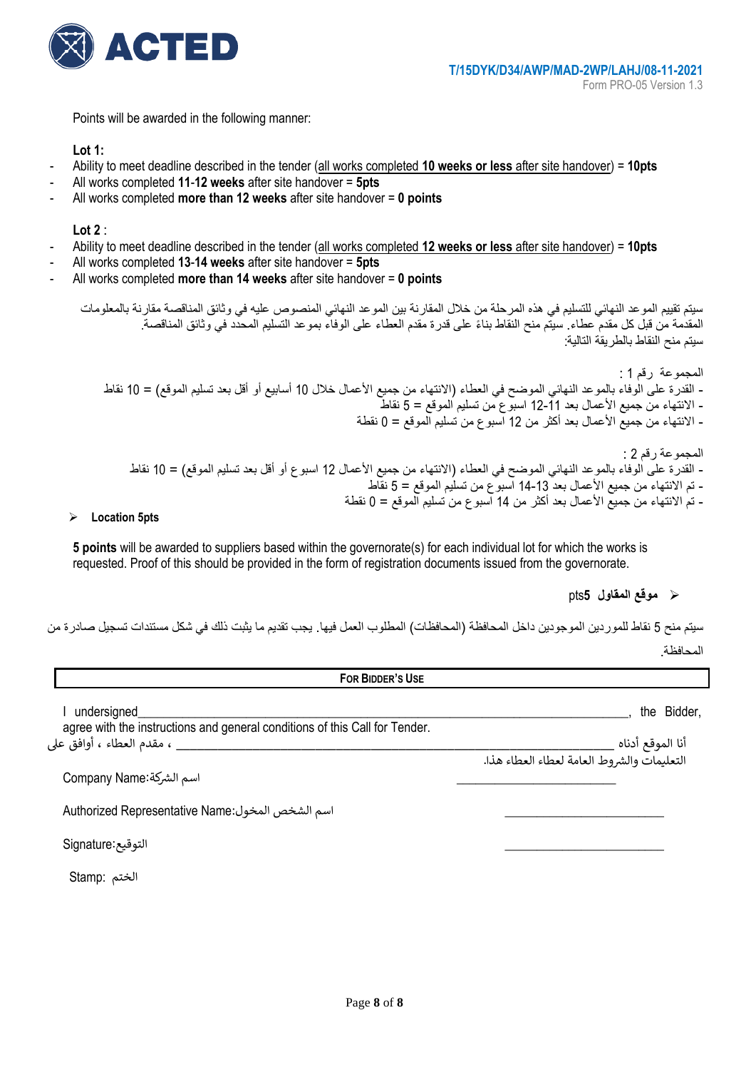Points will be awarded in the following manner:

**Lot 1:**

- Ability to meet deadline described in the tender (all works completed **10 weeks** or less after site handover) = **10pts**
- All works completed **11-12 weeks** after site handover = **5pts**
- All works completed **more than 12 weeks** after site handover = **0 points**

**Lot 2** :

- Ability to meet deadline described in the tender (all works completed **12 weeks or less** after site handover) = **10pts**
- All works completed **13-14 weeks** after site handover = **5pts**
- All works completed **more than 14 weeks** after site handover = **0 points**

سيتم تقييم الموعد النهائي للتسليم في هذه المرحلة من خلال المقارنة بين الموعد النهائي المنصوص عليه في وثائق المناقصة مقارنة بالمعلومات المقدمة من قبل كل مقدم عطاء. سيتم منح النقاط بناءً على قدرة مقدم العطاء على الوفاء بموعد التسليم المحدد في وثائق المناقصة.
سيتم منح النقاط بالطريقة التالية:

المجموعة رقم 1 :
- القدرة على الوفاء بالموعد النهائي الموضح في العطاء (الانتهاء من جميع الأعمال خلال 10 أسابيع أو أقل بعد تسليم الموقع) = 10 نقاط
- الانتهاء من جميع الأعمال بعد 11-12 اسبوع من تسليم الموقع = 5 نقاط
- الانتهاء من جميع الأعمال بعد أكثر من 12 اسبوع من تسليم الموقع = 0 نقطة

المجموعة رقم 2 :
- القدرة على الوفاء بالموعد النهائي الموضح في العطاء (الانتهاء من جميع الأعمال 12 اسبوع أو أقل بعد تسليم الموقع) = 10 نقاط
- تم الانتهاء من جميع الأعمال بعد 13-14 اسبوع من تسليم الموقع = 5 نقاط
- تم الانتهاء من جميع الأعمال بعد أكثر من 14 اسبوع من تسليم الموقع = 0 نقطة

- **Location 5pts**

**5 points** will be awarded to suppliers based within the governorate(s) for each individual lot for which the works is requested. Proof of this should be provided in the form of registration documents issued from the governorate.

- **موقع المقاول 5**pts

سيتم منح 5 نقاط للموردين الموجودين داخل المحافظة (المحافظات) المطلوب العمل فيها. يجب تقديم ما يثبت ذلك في شكل مستندات تسجيل صادرة من المحافظة.

| For Bidder's Use |
|---|

I undersigned_______________________________________________, the Bidder, agree with the instructions and general conditions of this Call for Tender.

أنا الموقع أدناه _______________________________________________ ، مقدم العطاء ، أوافق على التعليمات والشروط العامة لعطاء العطاء هذا.

Company Name:اسم الشركة ________________________

Authorized Representative Name:اسم الشخص المخول ________________________

Signature:التوقيع ________________________

Stamp: الختم